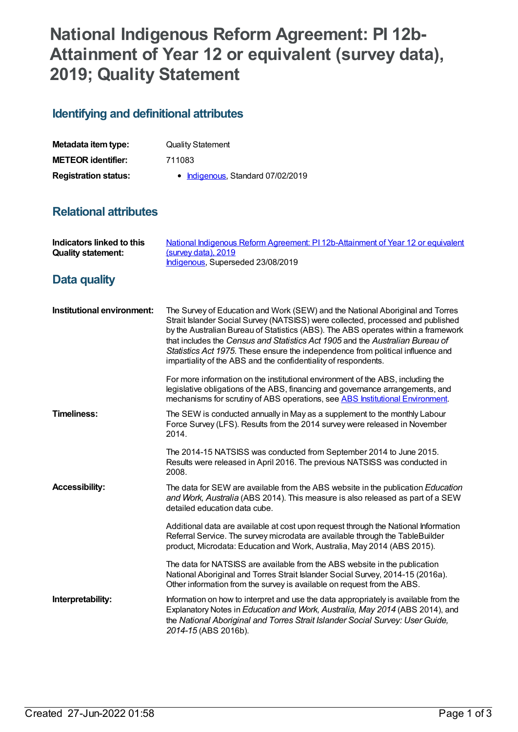# National Indigenous Reform Agreement: PI 12b-Attainment of Year 12 or equivalent (survey data), 2019; Quality Statement

## Identifying and definitional attributes

| | |
|---|---|
| **Metadata item type:** | Quality Statement |
| **METEOR identifier:** | 711083 |
| **Registration status:** | • Indigenous, Standard 07/02/2019 |

## Relational attributes

| | |
|---|---|
| **Indicators linked to this Quality statement:** | National Indigenous Reform Agreement: PI 12b-Attainment of Year 12 or equivalent (survey data), 2019<br>Indigenous, Superseded 23/08/2019 |

## Data quality

**Institutional environment:**

The Survey of Education and Work (SEW) and the National Aboriginal and Torres Strait Islander Social Survey (NATSISS) were collected, processed and published by the Australian Bureau of Statistics (ABS). The ABS operates within a framework that includes the *Census and Statistics Act 1905* and the *Australian Bureau of Statistics Act 1975*. These ensure the independence from political influence and impartiality of the ABS and the confidentiality of respondents.

For more information on the institutional environment of the ABS, including the legislative obligations of the ABS, financing and governance arrangements, and mechanisms for scrutiny of ABS operations, see ABS Institutional Environment.

**Timeliness:**

The SEW is conducted annually in May as a supplement to the monthly Labour Force Survey (LFS). Results from the 2014 survey were released in November 2014.

The 2014-15 NATSISS was conducted from September 2014 to June 2015. Results were released in April 2016. The previous NATSISS was conducted in 2008.

**Accessibility:**

The data for SEW are available from the ABS website in the publication *Education and Work, Australia* (ABS 2014). This measure is also released as part of a SEW detailed education data cube.

Additional data are available at cost upon request through the National Information Referral Service. The survey microdata are available through the TableBuilder product, Microdata: Education and Work, Australia, May 2014 (ABS 2015).

The data for NATSISS are available from the ABS website in the publication National Aboriginal and Torres Strait Islander Social Survey, 2014-15 (2016a). Other information from the survey is available on request from the ABS.

**Interpretability:**

Information on how to interpret and use the data appropriately is available from the Explanatory Notes in *Education and Work, Australia, May 2014* (ABS 2014), and the *National Aboriginal and Torres Strait Islander Social Survey: User Guide, 2014-15* (ABS 2016b).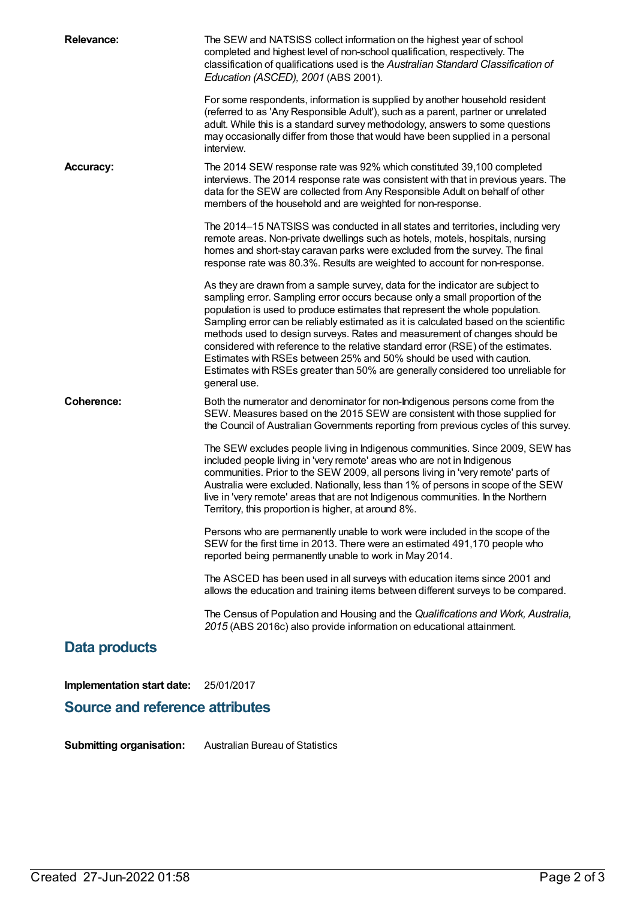**Relevance:**

The SEW and NATSISS collect information on the highest year of school completed and highest level of non-school qualification, respectively. The classification of qualifications used is the *Australian Standard Classification of Education (ASCED), 2001* (ABS 2001).

For some respondents, information is supplied by another household resident (referred to as 'Any Responsible Adult'), such as a parent, partner or unrelated adult. While this is a standard survey methodology, answers to some questions may occasionally differ from those that would have been supplied in a personal interview.

**Accuracy:**

The 2014 SEW response rate was 92% which constituted 39,100 completed interviews. The 2014 response rate was consistent with that in previous years. The data for the SEW are collected from Any Responsible Adult on behalf of other members of the household and are weighted for non-response.

The 2014–15 NATSISS was conducted in all states and territories, including very remote areas. Non-private dwellings such as hotels, motels, hospitals, nursing homes and short-stay caravan parks were excluded from the survey. The final response rate was 80.3%. Results are weighted to account for non-response.

As they are drawn from a sample survey, data for the indicator are subject to sampling error. Sampling error occurs because only a small proportion of the population is used to produce estimates that represent the whole population. Sampling error can be reliably estimated as it is calculated based on the scientific methods used to design surveys. Rates and measurement of changes should be considered with reference to the relative standard error (RSE) of the estimates. Estimates with RSEs between 25% and 50% should be used with caution. Estimates with RSEs greater than 50% are generally considered too unreliable for general use.

**Coherence:**

Both the numerator and denominator for non-Indigenous persons come from the SEW. Measures based on the 2015 SEW are consistent with those supplied for the Council of Australian Governments reporting from previous cycles of this survey.

The SEW excludes people living in Indigenous communities. Since 2009, SEW has included people living in 'very remote' areas who are not in Indigenous communities. Prior to the SEW 2009, all persons living in 'very remote' parts of Australia were excluded. Nationally, less than 1% of persons in scope of the SEW live in 'very remote' areas that are not Indigenous communities. In the Northern Territory, this proportion is higher, at around 8%.

Persons who are permanently unable to work were included in the scope of the SEW for the first time in 2013. There were an estimated 491,170 people who reported being permanently unable to work in May 2014.

The ASCED has been used in all surveys with education items since 2001 and allows the education and training items between different surveys to be compared.

The Census of Population and Housing and the *Qualifications and Work, Australia, 2015* (ABS 2016c) also provide information on educational attainment.

## Data products

**Implementation start date:** 25/01/2017

## Source and reference attributes

**Submitting organisation:** Australian Bureau of Statistics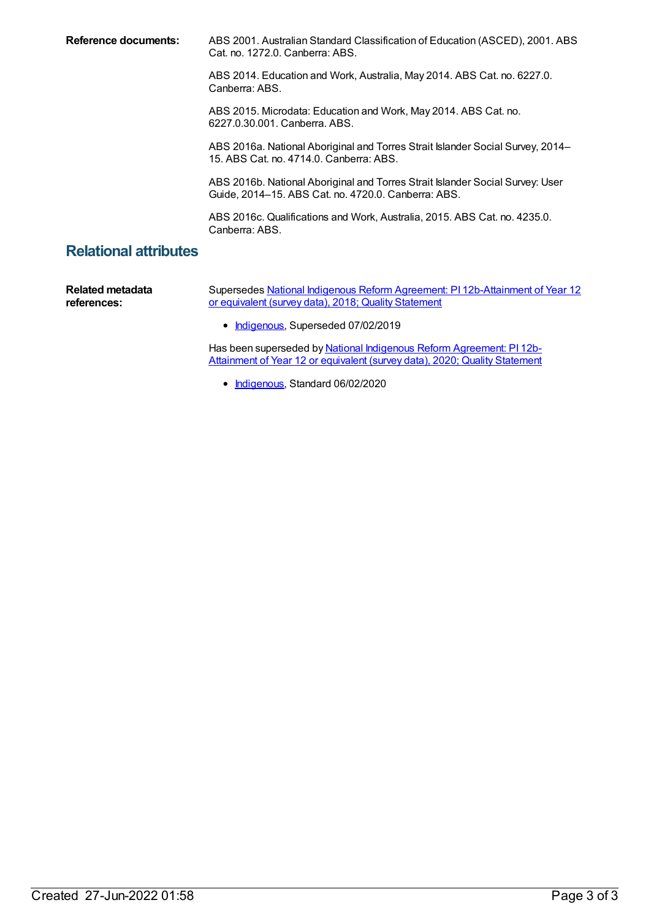**Reference documents:** ABS 2001. Australian Standard Classification of Education (ASCED), 2001. ABS Cat. no. 1272.0. Canberra: ABS.

ABS 2014. Education and Work, Australia, May 2014. ABS Cat. no. 6227.0. Canberra: ABS.

ABS 2015. Microdata: Education and Work, May 2014. ABS Cat. no. 6227.0.30.001. Canberra. ABS.

ABS 2016a. National Aboriginal and Torres Strait Islander Social Survey, 2014–15. ABS Cat. no. 4714.0. Canberra: ABS.

ABS 2016b. National Aboriginal and Torres Strait Islander Social Survey: User Guide, 2014–15. ABS Cat. no. 4720.0. Canberra: ABS.

ABS 2016c. Qualifications and Work, Australia, 2015. ABS Cat. no. 4235.0. Canberra: ABS.

## Relational attributes

**Related metadata references:** Supersedes National Indigenous Reform Agreement: PI 12b-Attainment of Year 12 or equivalent (survey data), 2018; Quality Statement

- Indigenous, Superseded 07/02/2019

Has been superseded by National Indigenous Reform Agreement: PI 12b-Attainment of Year 12 or equivalent (survey data), 2020; Quality Statement

- Indigenous, Standard 06/02/2020